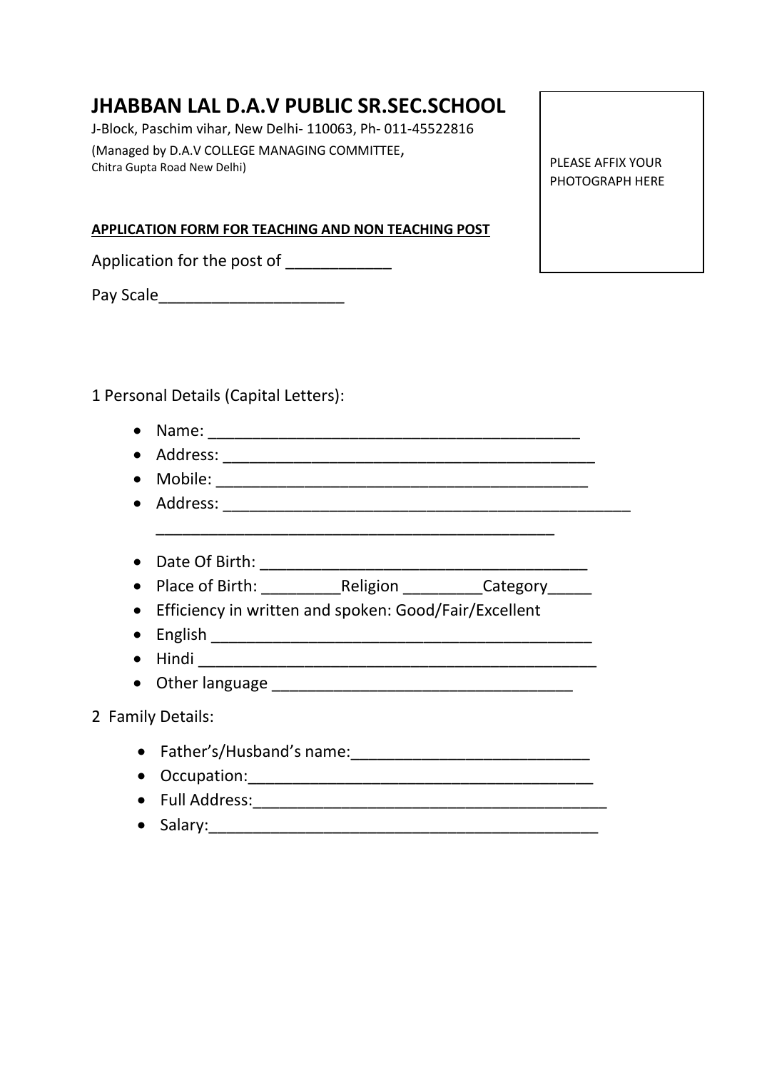# JHABBAN LAL D.A.V PUBLIC SR.SEC.SCHOOL

J-Block, Paschim vihar, New Delhi- 110063, Ph- 011-45522816

(Managed by D.A.V COLLEGE MANAGING COMMITTEE,
Chitra Gupta Road New Delhi)

PLEASE AFFIX YOUR PHOTOGRAPH HERE

**APPLICATION FORM FOR TEACHING AND NON TEACHING POST**

Application for the post of ____________

Pay Scale_____________________

1 Personal Details (Capital Letters):

- Name: ___________________________________________
- Address: ___________________________________________
- Mobile: ___________________________________________
- Address: ________________________________________________
  ______________________________________________
- Date Of Birth: ______________________________________
- Place of Birth: _________Religion _________Category_____
- Efficiency in written and spoken: Good/Fair/Excellent
- English _____________________________________________
- Hindi ______________________________________________
- Other language __________________________________

2 Family Details:

- Father's/Husband's name:___________________________
- Occupation:_______________________________________
- Full Address:_______________________________________
- Salary:_____________________________________________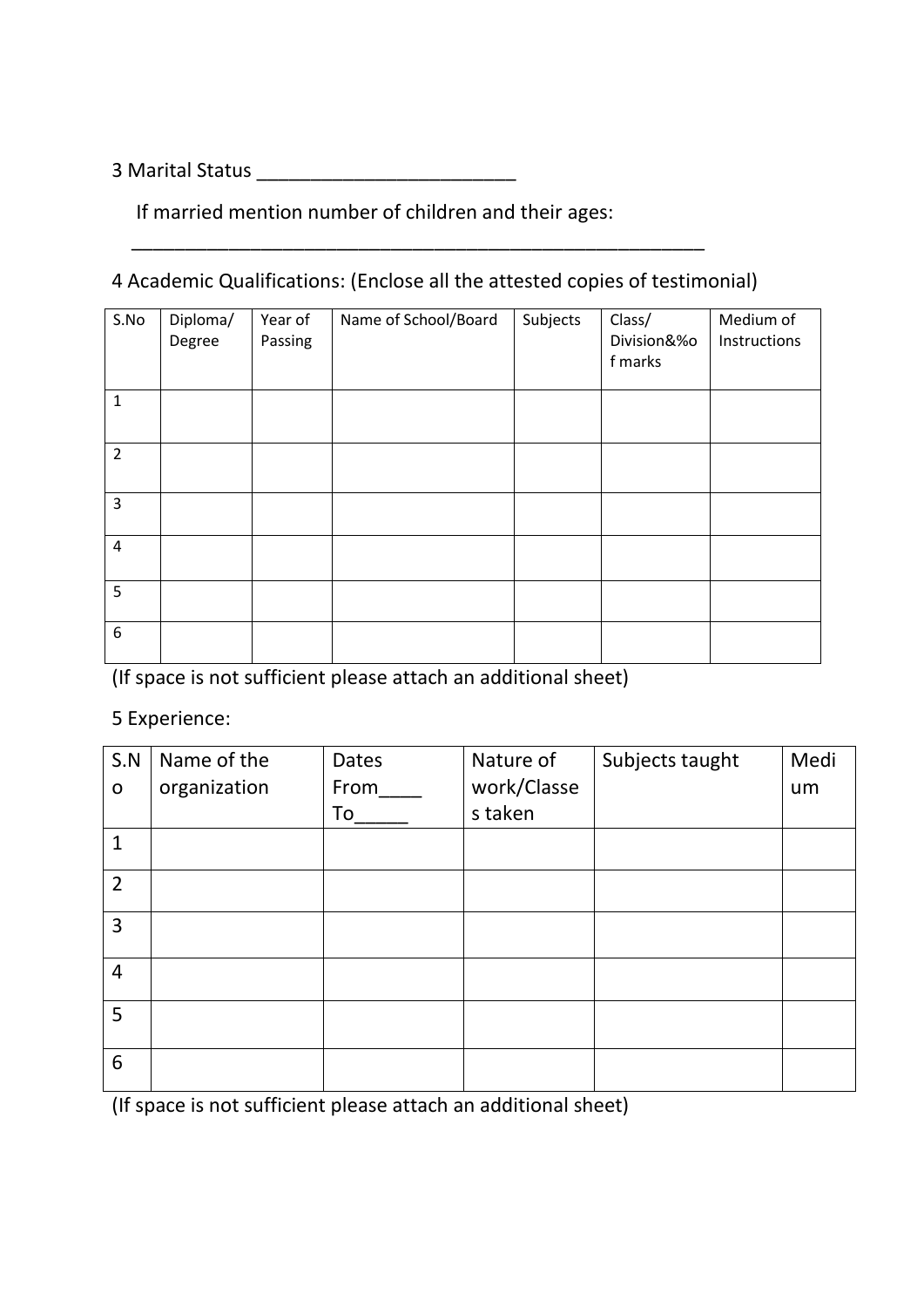3 Marital Status ________________________

If married mention number of children and their ages:

_____________________________________________________

4 Academic Qualifications: (Enclose all the attested copies of testimonial)

| S.No | Diploma/ Degree | Year of Passing | Name of School/Board | Subjects | Class/ Division&%of marks | Medium of Instructions |
|---|---|---|---|---|---|---|
| 1 | | | | | | |
| 2 | | | | | | |
| 3 | | | | | | |
| 4 | | | | | | |
| 5 | | | | | | |
| 6 | | | | | | |

(If space is not sufficient please attach an additional sheet)

5 Experience:

| S.No | Name of the organization | Dates From____ To_____ | Nature of work/Classes taken | Subjects taught | Medium |
|---|---|---|---|---|---|
| 1 | | | | | |
| 2 | | | | | |
| 3 | | | | | |
| 4 | | | | | |
| 5 | | | | | |
| 6 | | | | | |

(If space is not sufficient please attach an additional sheet)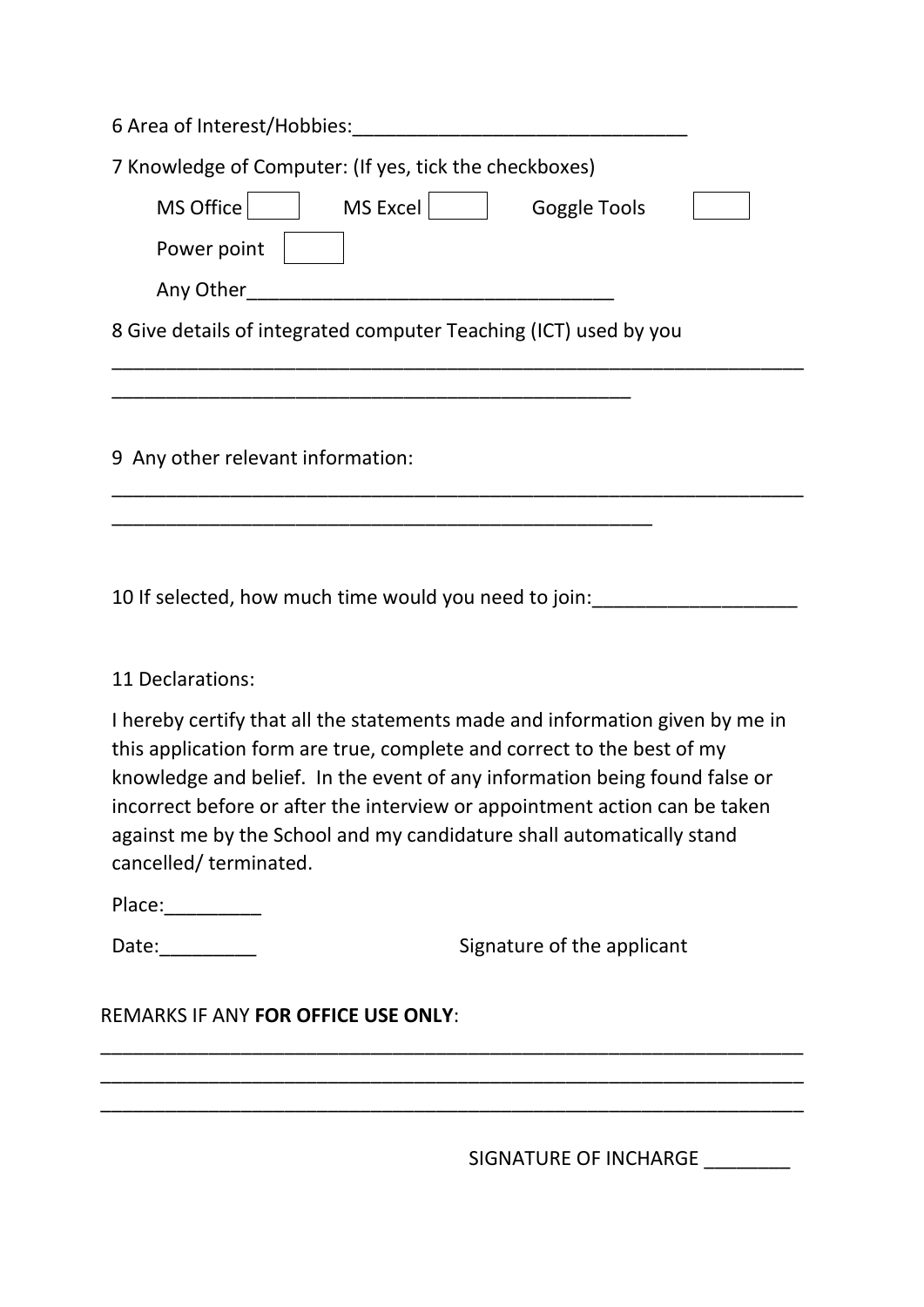6 Area of Interest/Hobbies:______________________________

7 Knowledge of Computer: (If yes, tick the checkboxes)

MS Office [ ] MS Excel [ ] Goggle Tools [ ]

Power point [ ]

Any Other_________________________________

8 Give details of integrated computer Teaching (ICT) used by you

______________________________________________________________
______________________________________________

9 Any other relevant information:

______________________________________________________________
________________________________________________

10 If selected, how much time would you need to join:__________________

11 Declarations:

I hereby certify that all the statements made and information given by me in this application form are true, complete and correct to the best of my knowledge and belief. In the event of any information being found false or incorrect before or after the interview or appointment action can be taken against me by the School and my candidature shall automatically stand cancelled/ terminated.

Place:_________

Date:_________ Signature of the applicant

REMARKS IF ANY **FOR OFFICE USE ONLY**:

______________________________________________________________
______________________________________________________________
______________________________________________________________

SIGNATURE OF INCHARGE ________